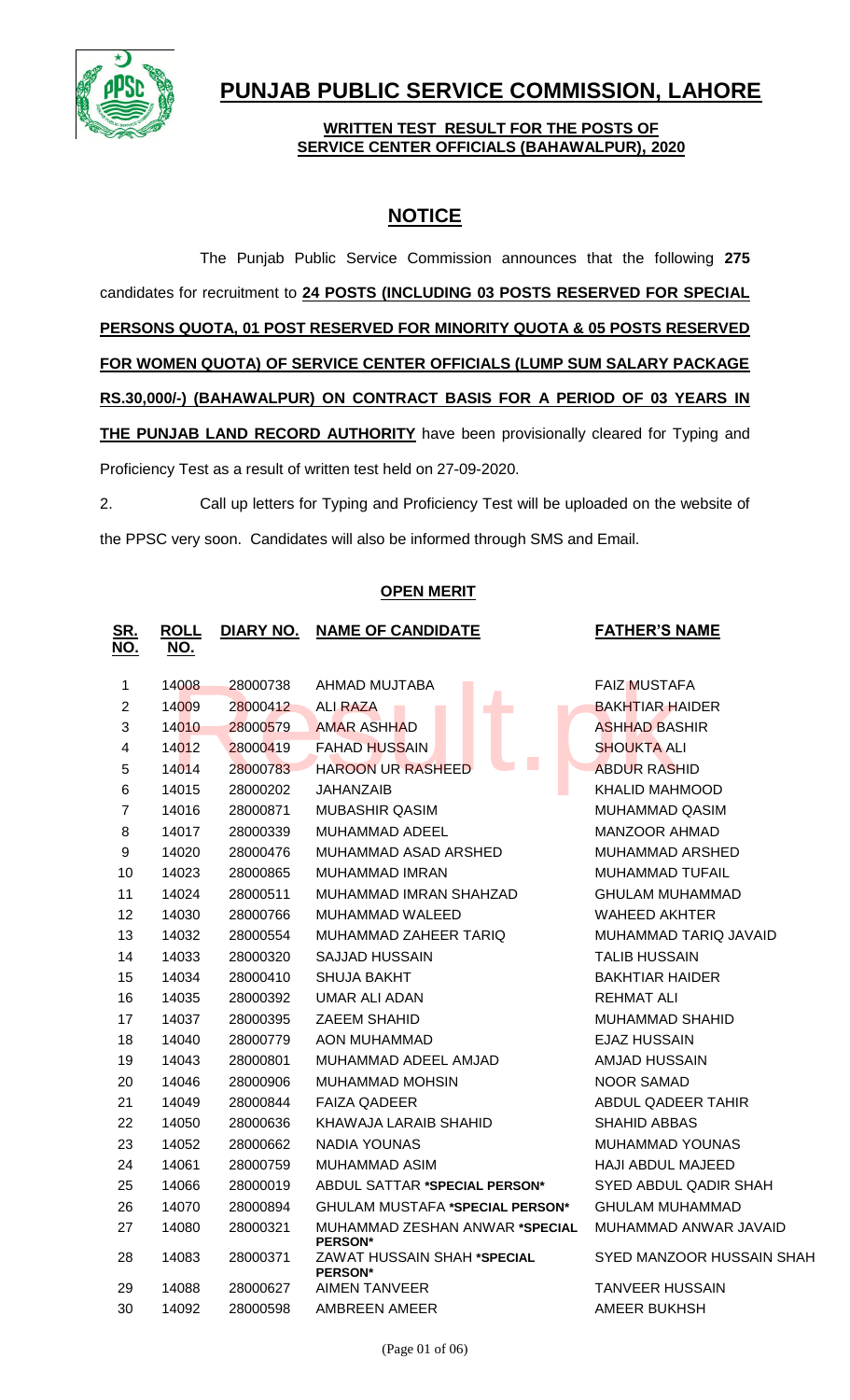# PUNJAB PUBLIC SERVICE COMMISSION, LAHORE

**WRITTEN TEST RESULT FOR THE POSTS OF SERVICE CENTER OFFICIALS (BAHAWALPUR), 2020**

## NOTICE

The Punjab Public Service Commission announces that the following **275** candidates for recruitment to **24 POSTS (INCLUDING 03 POSTS RESERVED FOR SPECIAL PERSONS QUOTA, 01 POST RESERVED FOR MINORITY QUOTA & 05 POSTS RESERVED FOR WOMEN QUOTA) OF SERVICE CENTER OFFICIALS (LUMP SUM SALARY PACKAGE RS.30,000/-) (BAHAWALPUR) ON CONTRACT BASIS FOR A PERIOD OF 03 YEARS IN THE PUNJAB LAND RECORD AUTHORITY** have been provisionally cleared for Typing and Proficiency Test as a result of written test held on 27-09-2020.

2. Call up letters for Typing and Proficiency Test will be uploaded on the website of the PPSC very soon. Candidates will also be informed through SMS and Email.

**OPEN MERIT**

| SR. NO. | ROLL NO. | DIARY NO. | NAME OF CANDIDATE | FATHER'S NAME |
|---|---|---|---|---|
| 1 | 14008 | 28000738 | AHMAD MUJTABA | FAIZ MUSTAFA |
| 2 | 14009 | 28000412 | ALI RAZA | BAKHTIAR HAIDER |
| 3 | 14010 | 28000579 | AMAR ASHHAD | ASHHAD BASHIR |
| 4 | 14012 | 28000419 | FAHAD HUSSAIN | SHOUKTA ALI |
| 5 | 14014 | 28000783 | HAROON UR RASHEED | ABDUR RASHID |
| 6 | 14015 | 28000202 | JAHANZAIB | KHALID MAHMOOD |
| 7 | 14016 | 28000871 | MUBASHIR QASIM | MUHAMMAD QASIM |
| 8 | 14017 | 28000339 | MUHAMMAD ADEEL | MANZOOR AHMAD |
| 9 | 14020 | 28000476 | MUHAMMAD ASAD ARSHED | MUHAMMAD ARSHED |
| 10 | 14023 | 28000865 | MUHAMMAD IMRAN | MUHAMMAD TUFAIL |
| 11 | 14024 | 28000511 | MUHAMMAD IMRAN SHAHZAD | GHULAM MUHAMMAD |
| 12 | 14030 | 28000766 | MUHAMMAD WALEED | WAHEED AKHTER |
| 13 | 14032 | 28000554 | MUHAMMAD ZAHEER TARIQ | MUHAMMAD TARIQ JAVAID |
| 14 | 14033 | 28000320 | SAJJAD HUSSAIN | TALIB HUSSAIN |
| 15 | 14034 | 28000410 | SHUJA BAKHT | BAKHTIAR HAIDER |
| 16 | 14035 | 28000392 | UMAR ALI ADAN | REHMAT ALI |
| 17 | 14037 | 28000395 | ZAEEM SHAHID | MUHAMMAD SHAHID |
| 18 | 14040 | 28000779 | AON MUHAMMAD | EJAZ HUSSAIN |
| 19 | 14043 | 28000801 | MUHAMMAD ADEEL AMJAD | AMJAD HUSSAIN |
| 20 | 14046 | 28000906 | MUHAMMAD MOHSIN | NOOR SAMAD |
| 21 | 14049 | 28000844 | FAIZA QADEER | ABDUL QADEER TAHIR |
| 22 | 14050 | 28000636 | KHAWAJA LARAIB SHAHID | SHAHID ABBAS |
| 23 | 14052 | 28000662 | NADIA YOUNAS | MUHAMMAD YOUNAS |
| 24 | 14061 | 28000759 | MUHAMMAD ASIM | HAJI ABDUL MAJEED |
| 25 | 14066 | 28000019 | ABDUL SATTAR **\*SPECIAL PERSON\*** | SYED ABDUL QADIR SHAH |
| 26 | 14070 | 28000894 | GHULAM MUSTAFA **\*SPECIAL PERSON\*** | GHULAM MUHAMMAD |
| 27 | 14080 | 28000321 | MUHAMMAD ZESHAN ANWAR **\*SPECIAL PERSON\*** | MUHAMMAD ANWAR JAVAID |
| 28 | 14083 | 28000371 | ZAWAT HUSSAIN SHAH **\*SPECIAL PERSON\*** | SYED MANZOOR HUSSAIN SHAH |
| 29 | 14088 | 28000627 | AIMEN TANVEER | TANVEER HUSSAIN |
| 30 | 14092 | 28000598 | AMBREEN AMEER | AMEER BUKHSH |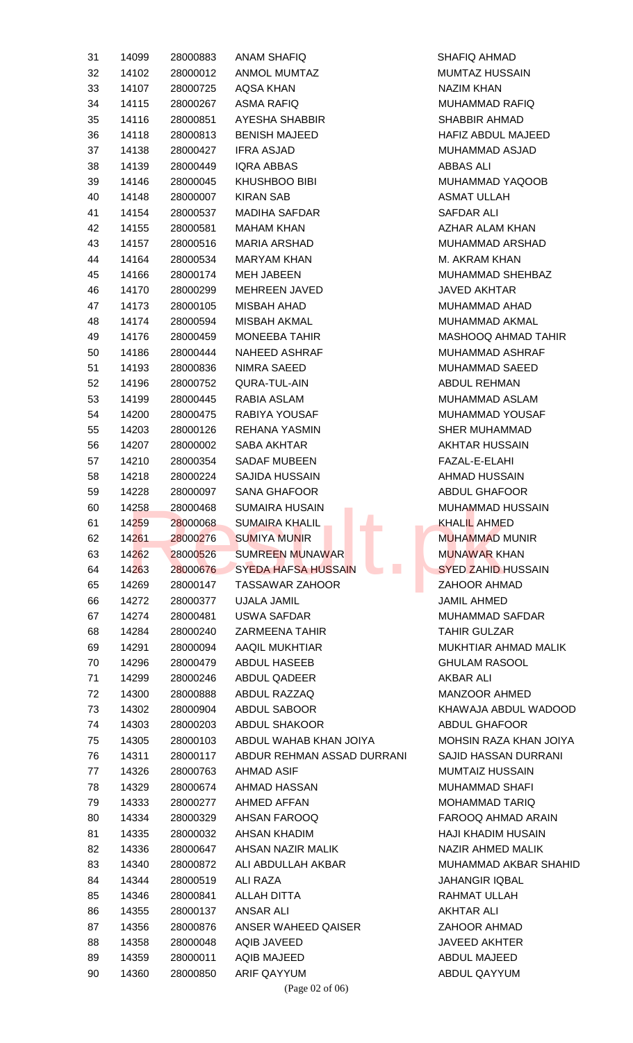| 31 | 14099 | 28000883 | ANAM SHAFIQ | SHAFIQ AHMAD |
|---|---|---|---|---|
| 32 | 14102 | 28000012 | ANMOL MUMTAZ | MUMTAZ HUSSAIN |
| 33 | 14107 | 28000725 | AQSA KHAN | NAZIM KHAN |
| 34 | 14115 | 28000267 | ASMA RAFIQ | MUHAMMAD RAFIQ |
| 35 | 14116 | 28000851 | AYESHA SHABBIR | SHABBIR AHMAD |
| 36 | 14118 | 28000813 | BENISH MAJEED | HAFIZ ABDUL MAJEED |
| 37 | 14138 | 28000427 | IFRA ASJAD | MUHAMMAD ASJAD |
| 38 | 14139 | 28000449 | IQRA ABBAS | ABBAS ALI |
| 39 | 14146 | 28000045 | KHUSHBOO BIBI | MUHAMMAD YAQOOB |
| 40 | 14148 | 28000007 | KIRAN SAB | ASMAT ULLAH |
| 41 | 14154 | 28000537 | MADIHA SAFDAR | SAFDAR ALI |
| 42 | 14155 | 28000581 | MAHAM KHAN | AZHAR ALAM KHAN |
| 43 | 14157 | 28000516 | MARIA ARSHAD | MUHAMMAD ARSHAD |
| 44 | 14164 | 28000534 | MARYAM KHAN | M. AKRAM KHAN |
| 45 | 14166 | 28000174 | MEH JABEEN | MUHAMMAD SHEHBAZ |
| 46 | 14170 | 28000299 | MEHREEN JAVED | JAVED AKHTAR |
| 47 | 14173 | 28000105 | MISBAH AHAD | MUHAMMAD AHAD |
| 48 | 14174 | 28000594 | MISBAH AKMAL | MUHAMMAD AKMAL |
| 49 | 14176 | 28000459 | MONEEBA TAHIR | MASHOOQ AHMAD TAHIR |
| 50 | 14186 | 28000444 | NAHEED ASHRAF | MUHAMMAD ASHRAF |
| 51 | 14193 | 28000836 | NIMRA SAEED | MUHAMMAD SAEED |
| 52 | 14196 | 28000752 | QURA-TUL-AIN | ABDUL REHMAN |
| 53 | 14199 | 28000445 | RABIA ASLAM | MUHAMMAD ASLAM |
| 54 | 14200 | 28000475 | RABIYA YOUSAF | MUHAMMAD YOUSAF |
| 55 | 14203 | 28000126 | REHANA YASMIN | SHER MUHAMMAD |
| 56 | 14207 | 28000002 | SABA AKHTAR | AKHTAR HUSSAIN |
| 57 | 14210 | 28000354 | SADAF MUBEEN | FAZAL-E-ELAHI |
| 58 | 14218 | 28000224 | SAJIDA HUSSAIN | AHMAD HUSSAIN |
| 59 | 14228 | 28000097 | SANA GHAFOOR | ABDUL GHAFOOR |
| 60 | 14258 | 28000468 | SUMAIRA HUSAIN | MUHAMMAD HUSSAIN |
| 61 | 14259 | 28000068 | SUMAIRA KHALIL | KHALIL AHMED |
| 62 | 14261 | 28000276 | SUMIYA MUNIR | MUHAMMAD MUNIR |
| 63 | 14262 | 28000526 | SUMREEN MUNAWAR | MUNAWAR KHAN |
| 64 | 14263 | 28000676 | SYEDA HAFSA HUSSAIN | SYED ZAHID HUSSAIN |
| 65 | 14269 | 28000147 | TASSAWAR ZAHOOR | ZAHOOR AHMAD |
| 66 | 14272 | 28000377 | UJALA JAMIL | JAMIL AHMED |
| 67 | 14274 | 28000481 | USWA SAFDAR | MUHAMMAD SAFDAR |
| 68 | 14284 | 28000240 | ZARMEENA TAHIR | TAHIR GULZAR |
| 69 | 14291 | 28000094 | AAQIL MUKHTIAR | MUKHTIAR AHMAD MALIK |
| 70 | 14296 | 28000479 | ABDUL HASEEB | GHULAM RASOOL |
| 71 | 14299 | 28000246 | ABDUL QADEER | AKBAR ALI |
| 72 | 14300 | 28000888 | ABDUL RAZZAQ | MANZOOR AHMED |
| 73 | 14302 | 28000904 | ABDUL SABOOR | KHAWAJA ABDUL WADOOD |
| 74 | 14303 | 28000203 | ABDUL SHAKOOR | ABDUL GHAFOOR |
| 75 | 14305 | 28000103 | ABDUL WAHAB KHAN JOIYA | MOHSIN RAZA KHAN JOIYA |
| 76 | 14311 | 28000117 | ABDUR REHMAN ASSAD DURRANI | SAJID HASSAN DURRANI |
| 77 | 14326 | 28000763 | AHMAD ASIF | MUMTAIZ HUSSAIN |
| 78 | 14329 | 28000674 | AHMAD HASSAN | MUHAMMAD SHAFI |
| 79 | 14333 | 28000277 | AHMED AFFAN | MOHAMMAD TARIQ |
| 80 | 14334 | 28000329 | AHSAN FAROOQ | FAROOQ AHMAD ARAIN |
| 81 | 14335 | 28000032 | AHSAN KHADIM | HAJI KHADIM HUSAIN |
| 82 | 14336 | 28000647 | AHSAN NAZIR MALIK | NAZIR AHMED MALIK |
| 83 | 14340 | 28000872 | ALI ABDULLAH AKBAR | MUHAMMAD AKBAR SHAHID |
| 84 | 14344 | 28000519 | ALI RAZA | JAHANGIR IQBAL |
| 85 | 14346 | 28000841 | ALLAH DITTA | RAHMAT ULLAH |
| 86 | 14355 | 28000137 | ANSAR ALI | AKHTAR ALI |
| 87 | 14356 | 28000876 | ANSER WAHEED QAISER | ZAHOOR AHMAD |
| 88 | 14358 | 28000048 | AQIB JAVEED | JAVEED AKHTER |
| 89 | 14359 | 28000011 | AQIB MAJEED | ABDUL MAJEED |
| 90 | 14360 | 28000850 | ARIF QAYYUM | ABDUL QAYYUM |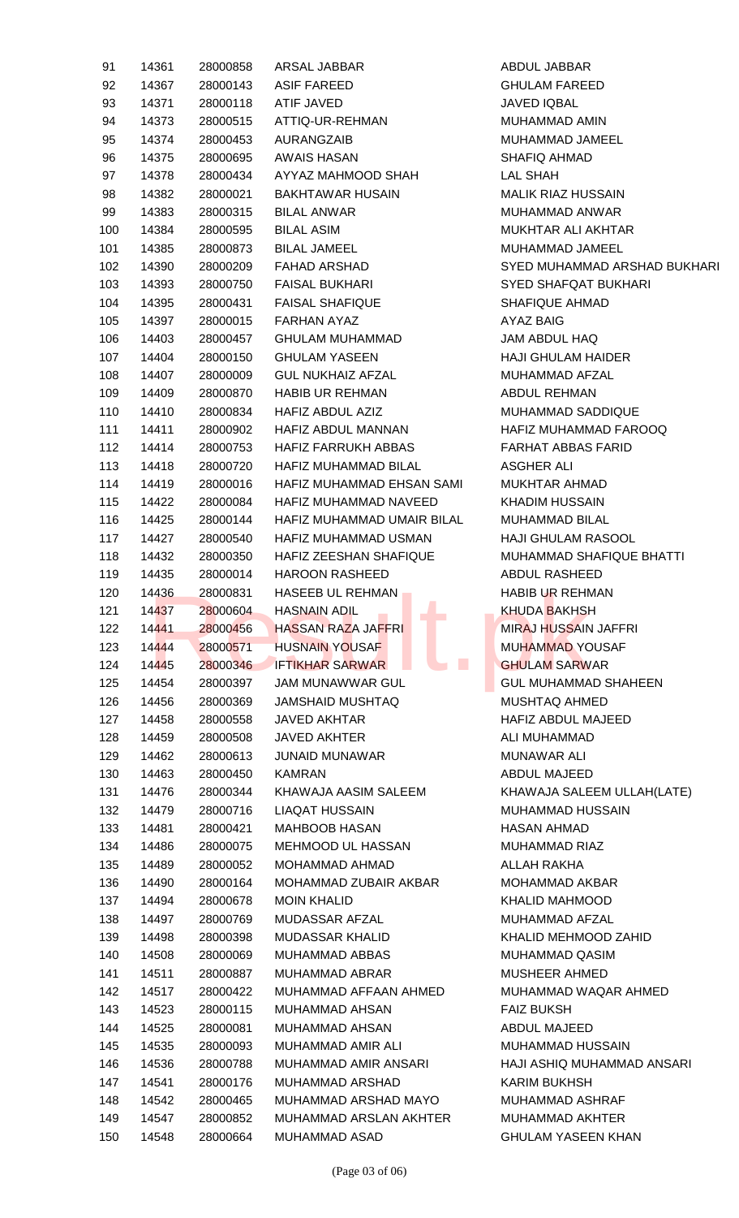| | | | | |
|---|---|---|---|---|
| 91 | 14361 | 28000858 | ARSAL JABBAR | ABDUL JABBAR |
| 92 | 14367 | 28000143 | ASIF FAREED | GHULAM FAREED |
| 93 | 14371 | 28000118 | ATIF JAVED | JAVED IQBAL |
| 94 | 14373 | 28000515 | ATTIQ-UR-REHMAN | MUHAMMAD AMIN |
| 95 | 14374 | 28000453 | AURANGZAIB | MUHAMMAD JAMEEL |
| 96 | 14375 | 28000695 | AWAIS HASAN | SHAFIQ AHMAD |
| 97 | 14378 | 28000434 | AYYAZ MAHMOOD SHAH | LAL SHAH |
| 98 | 14382 | 28000021 | BAKHTAWAR HUSAIN | MALIK RIAZ HUSSAIN |
| 99 | 14383 | 28000315 | BILAL ANWAR | MUHAMMAD ANWAR |
| 100 | 14384 | 28000595 | BILAL ASIM | MUKHTAR ALI AKHTAR |
| 101 | 14385 | 28000873 | BILAL JAMEEL | MUHAMMAD JAMEEL |
| 102 | 14390 | 28000209 | FAHAD ARSHAD | SYED MUHAMMAD ARSHAD BUKHARI |
| 103 | 14393 | 28000750 | FAISAL BUKHARI | SYED SHAFQAT BUKHARI |
| 104 | 14395 | 28000431 | FAISAL SHAFIQUE | SHAFIQUE AHMAD |
| 105 | 14397 | 28000015 | FARHAN AYAZ | AYAZ BAIG |
| 106 | 14403 | 28000457 | GHULAM MUHAMMAD | JAM ABDUL HAQ |
| 107 | 14404 | 28000150 | GHULAM YASEEN | HAJI GHULAM HAIDER |
| 108 | 14407 | 28000009 | GUL NUKHAIZ AFZAL | MUHAMMAD AFZAL |
| 109 | 14409 | 28000870 | HABIB UR REHMAN | ABDUL REHMAN |
| 110 | 14410 | 28000834 | HAFIZ ABDUL AZIZ | MUHAMMAD SADDIQUE |
| 111 | 14411 | 28000902 | HAFIZ ABDUL MANNAN | HAFIZ MUHAMMAD FAROOQ |
| 112 | 14414 | 28000753 | HAFIZ FARRUKH ABBAS | FARHAT ABBAS FARID |
| 113 | 14418 | 28000720 | HAFIZ MUHAMMAD BILAL | ASGHER ALI |
| 114 | 14419 | 28000016 | HAFIZ MUHAMMAD EHSAN SAMI | MUKHTAR AHMAD |
| 115 | 14422 | 28000084 | HAFIZ MUHAMMAD NAVEED | KHADIM HUSSAIN |
| 116 | 14425 | 28000144 | HAFIZ MUHAMMAD UMAIR BILAL | MUHAMMAD BILAL |
| 117 | 14427 | 28000540 | HAFIZ MUHAMMAD USMAN | HAJI GHULAM RASOOL |
| 118 | 14432 | 28000350 | HAFIZ ZEESHAN SHAFIQUE | MUHAMMAD SHAFIQUE BHATTI |
| 119 | 14435 | 28000014 | HAROON RASHEED | ABDUL RASHEED |
| 120 | 14436 | 28000831 | HASEEB UL REHMAN | HABIB UR REHMAN |
| 121 | 14437 | 28000604 | HASNAIN ADIL | KHUDA BAKHSH |
| 122 | 14441 | 28000456 | HASSAN RAZA JAFFRI | MIRAJ HUSSAIN JAFFRI |
| 123 | 14444 | 28000571 | HUSNAIN YOUSAF | MUHAMMAD YOUSAF |
| 124 | 14445 | 28000346 | IFTIKHAR SARWAR | GHULAM SARWAR |
| 125 | 14454 | 28000397 | JAM MUNAWWAR GUL | GUL MUHAMMAD SHAHEEN |
| 126 | 14456 | 28000369 | JAMSHAID MUSHTAQ | MUSHTAQ AHMED |
| 127 | 14458 | 28000558 | JAVED AKHTAR | HAFIZ ABDUL MAJEED |
| 128 | 14459 | 28000508 | JAVED AKHTER | ALI MUHAMMAD |
| 129 | 14462 | 28000613 | JUNAID MUNAWAR | MUNAWAR ALI |
| 130 | 14463 | 28000450 | KAMRAN | ABDUL MAJEED |
| 131 | 14476 | 28000344 | KHAWAJA AASIM SALEEM | KHAWAJA SALEEM ULLAH(LATE) |
| 132 | 14479 | 28000716 | LIAQAT HUSSAIN | MUHAMMAD HUSSAIN |
| 133 | 14481 | 28000421 | MAHBOOB HASAN | HASAN AHMAD |
| 134 | 14486 | 28000075 | MEHMOOD UL HASSAN | MUHAMMAD RIAZ |
| 135 | 14489 | 28000052 | MOHAMMAD AHMAD | ALLAH RAKHA |
| 136 | 14490 | 28000164 | MOHAMMAD ZUBAIR AKBAR | MOHAMMAD AKBAR |
| 137 | 14494 | 28000678 | MOIN KHALID | KHALID MAHMOOD |
| 138 | 14497 | 28000769 | MUDASSAR AFZAL | MUHAMMAD AFZAL |
| 139 | 14498 | 28000398 | MUDASSAR KHALID | KHALID MEHMOOD ZAHID |
| 140 | 14508 | 28000069 | MUHAMMAD ABBAS | MUHAMMAD QASIM |
| 141 | 14511 | 28000887 | MUHAMMAD ABRAR | MUSHEER AHMED |
| 142 | 14517 | 28000422 | MUHAMMAD AFFAAN AHMED | MUHAMMAD WAQAR AHMED |
| 143 | 14523 | 28000115 | MUHAMMAD AHSAN | FAIZ BUKSH |
| 144 | 14525 | 28000081 | MUHAMMAD AHSAN | ABDUL MAJEED |
| 145 | 14535 | 28000093 | MUHAMMAD AMIR ALI | MUHAMMAD HUSSAIN |
| 146 | 14536 | 28000788 | MUHAMMAD AMIR ANSARI | HAJI ASHIQ MUHAMMAD ANSARI |
| 147 | 14541 | 28000176 | MUHAMMAD ARSHAD | KARIM BUKHSH |
| 148 | 14542 | 28000465 | MUHAMMAD ARSHAD MAYO | MUHAMMAD ASHRAF |
| 149 | 14547 | 28000852 | MUHAMMAD ARSLAN AKHTER | MUHAMMAD AKHTER |
| 150 | 14548 | 28000664 | MUHAMMAD ASAD | GHULAM YASEEN KHAN |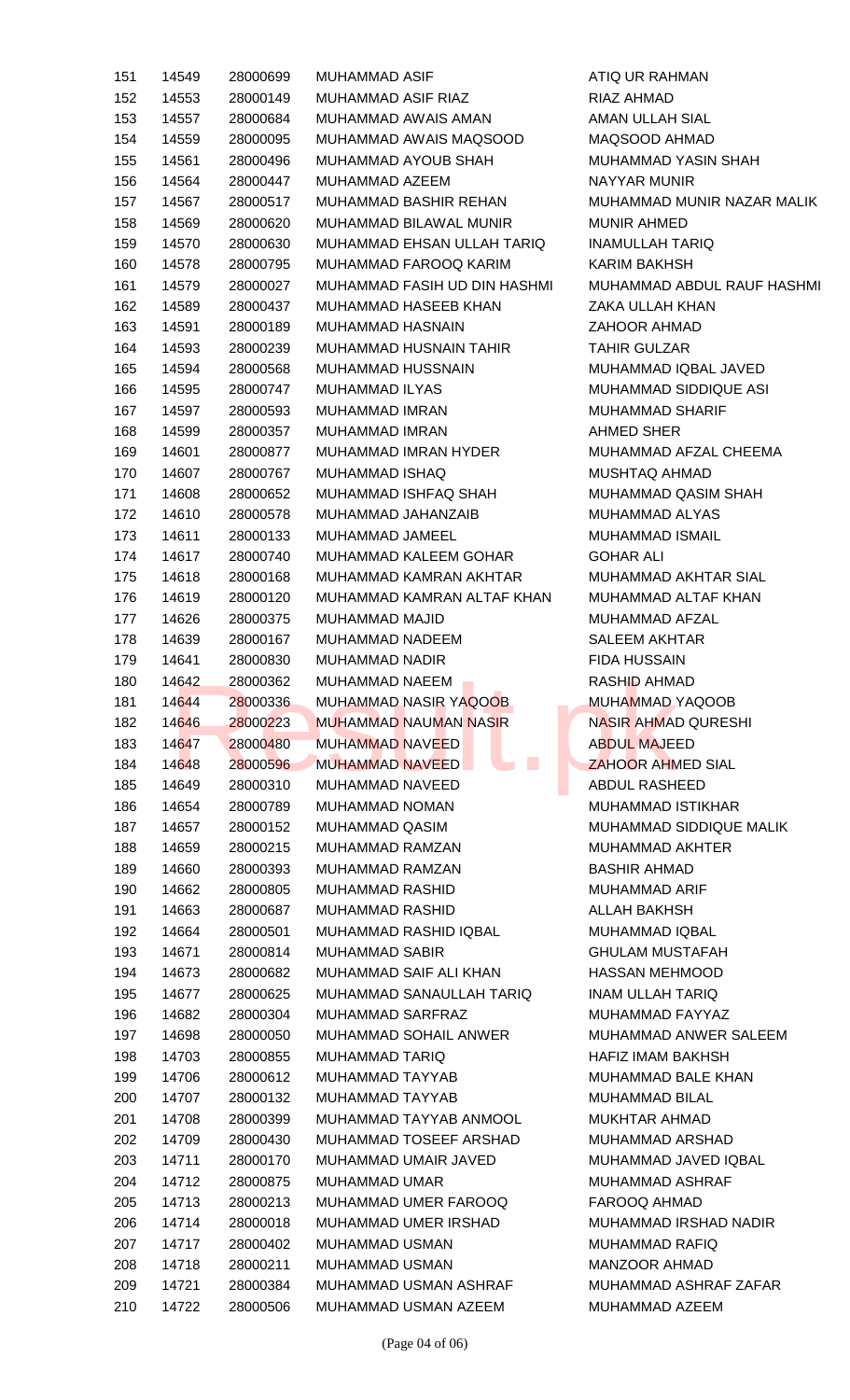| | | | | |
|---|---|---|---|---|
| 151 | 14549 | 28000699 | MUHAMMAD ASIF | ATIQ UR RAHMAN |
| 152 | 14553 | 28000149 | MUHAMMAD ASIF RIAZ | RIAZ AHMAD |
| 153 | 14557 | 28000684 | MUHAMMAD AWAIS AMAN | AMAN ULLAH SIAL |
| 154 | 14559 | 28000095 | MUHAMMAD AWAIS MAQSOOD | MAQSOOD AHMAD |
| 155 | 14561 | 28000496 | MUHAMMAD AYOUB SHAH | MUHAMMAD YASIN SHAH |
| 156 | 14564 | 28000447 | MUHAMMAD AZEEM | NAYYAR MUNIR |
| 157 | 14567 | 28000517 | MUHAMMAD BASHIR REHAN | MUHAMMAD MUNIR NAZAR MALIK |
| 158 | 14569 | 28000620 | MUHAMMAD BILAWAL MUNIR | MUNIR AHMED |
| 159 | 14570 | 28000630 | MUHAMMAD EHSAN ULLAH TARIQ | INAMULLAH TARIQ |
| 160 | 14578 | 28000795 | MUHAMMAD FAROOQ KARIM | KARIM BAKHSH |
| 161 | 14579 | 28000027 | MUHAMMAD FASIH UD DIN HASHMI | MUHAMMAD ABDUL RAUF HASHMI |
| 162 | 14589 | 28000437 | MUHAMMAD HASEEB KHAN | ZAKA ULLAH KHAN |
| 163 | 14591 | 28000189 | MUHAMMAD HASNAIN | ZAHOOR AHMAD |
| 164 | 14593 | 28000239 | MUHAMMAD HUSNAIN TAHIR | TAHIR GULZAR |
| 165 | 14594 | 28000568 | MUHAMMAD HUSSNAIN | MUHAMMAD IQBAL JAVED |
| 166 | 14595 | 28000747 | MUHAMMAD ILYAS | MUHAMMAD SIDDIQUE ASI |
| 167 | 14597 | 28000593 | MUHAMMAD IMRAN | MUHAMMAD SHARIF |
| 168 | 14599 | 28000357 | MUHAMMAD IMRAN | AHMED SHER |
| 169 | 14601 | 28000877 | MUHAMMAD IMRAN HYDER | MUHAMMAD AFZAL CHEEMA |
| 170 | 14607 | 28000767 | MUHAMMAD ISHAQ | MUSHTAQ AHMAD |
| 171 | 14608 | 28000652 | MUHAMMAD ISHFAQ SHAH | MUHAMMAD QASIM SHAH |
| 172 | 14610 | 28000578 | MUHAMMAD JAHANZAIB | MUHAMMAD ALYAS |
| 173 | 14611 | 28000133 | MUHAMMAD JAMEEL | MUHAMMAD ISMAIL |
| 174 | 14617 | 28000740 | MUHAMMAD KALEEM GOHAR | GOHAR ALI |
| 175 | 14618 | 28000168 | MUHAMMAD KAMRAN AKHTAR | MUHAMMAD AKHTAR SIAL |
| 176 | 14619 | 28000120 | MUHAMMAD KAMRAN ALTAF KHAN | MUHAMMAD ALTAF KHAN |
| 177 | 14626 | 28000375 | MUHAMMAD MAJID | MUHAMMAD AFZAL |
| 178 | 14639 | 28000167 | MUHAMMAD NADEEM | SALEEM AKHTAR |
| 179 | 14641 | 28000830 | MUHAMMAD NADIR | FIDA HUSSAIN |
| 180 | 14642 | 28000362 | MUHAMMAD NAEEM | RASHID AHMAD |
| 181 | 14644 | 28000336 | MUHAMMAD NASIR YAQOOB | MUHAMMAD YAQOOB |
| 182 | 14646 | 28000223 | MUHAMMAD NAUMAN NASIR | NASIR AHMAD QURESHI |
| 183 | 14647 | 28000480 | MUHAMMAD NAVEED | ABDUL MAJEED |
| 184 | 14648 | 28000596 | MUHAMMAD NAVEED | ZAHOOR AHMED SIAL |
| 185 | 14649 | 28000310 | MUHAMMAD NAVEED | ABDUL RASHEED |
| 186 | 14654 | 28000789 | MUHAMMAD NOMAN | MUHAMMAD ISTIKHAR |
| 187 | 14657 | 28000152 | MUHAMMAD QASIM | MUHAMMAD SIDDIQUE MALIK |
| 188 | 14659 | 28000215 | MUHAMMAD RAMZAN | MUHAMMAD AKHTER |
| 189 | 14660 | 28000393 | MUHAMMAD RAMZAN | BASHIR AHMAD |
| 190 | 14662 | 28000805 | MUHAMMAD RASHID | MUHAMMAD ARIF |
| 191 | 14663 | 28000687 | MUHAMMAD RASHID | ALLAH BAKHSH |
| 192 | 14664 | 28000501 | MUHAMMAD RASHID IQBAL | MUHAMMAD IQBAL |
| 193 | 14671 | 28000814 | MUHAMMAD SABIR | GHULAM MUSTAFAH |
| 194 | 14673 | 28000682 | MUHAMMAD SAIF ALI KHAN | HASSAN MEHMOOD |
| 195 | 14677 | 28000625 | MUHAMMAD SANAULLAH TARIQ | INAM ULLAH TARIQ |
| 196 | 14682 | 28000304 | MUHAMMAD SARFRAZ | MUHAMMAD FAYYAZ |
| 197 | 14698 | 28000050 | MUHAMMAD SOHAIL ANWER | MUHAMMAD ANWER SALEEM |
| 198 | 14703 | 28000855 | MUHAMMAD TARIQ | HAFIZ IMAM BAKHSH |
| 199 | 14706 | 28000612 | MUHAMMAD TAYYAB | MUHAMMAD BALE KHAN |
| 200 | 14707 | 28000132 | MUHAMMAD TAYYAB | MUHAMMAD BILAL |
| 201 | 14708 | 28000399 | MUHAMMAD TAYYAB ANMOOL | MUKHTAR AHMAD |
| 202 | 14709 | 28000430 | MUHAMMAD TOSEEF ARSHAD | MUHAMMAD ARSHAD |
| 203 | 14711 | 28000170 | MUHAMMAD UMAIR JAVED | MUHAMMAD JAVED IQBAL |
| 204 | 14712 | 28000875 | MUHAMMAD UMAR | MUHAMMAD ASHRAF |
| 205 | 14713 | 28000213 | MUHAMMAD UMER FAROOQ | FAROOQ AHMAD |
| 206 | 14714 | 28000018 | MUHAMMAD UMER IRSHAD | MUHAMMAD IRSHAD NADIR |
| 207 | 14717 | 28000402 | MUHAMMAD USMAN | MUHAMMAD RAFIQ |
| 208 | 14718 | 28000211 | MUHAMMAD USMAN | MANZOOR AHMAD |
| 209 | 14721 | 28000384 | MUHAMMAD USMAN ASHRAF | MUHAMMAD ASHRAF ZAFAR |
| 210 | 14722 | 28000506 | MUHAMMAD USMAN AZEEM | MUHAMMAD AZEEM |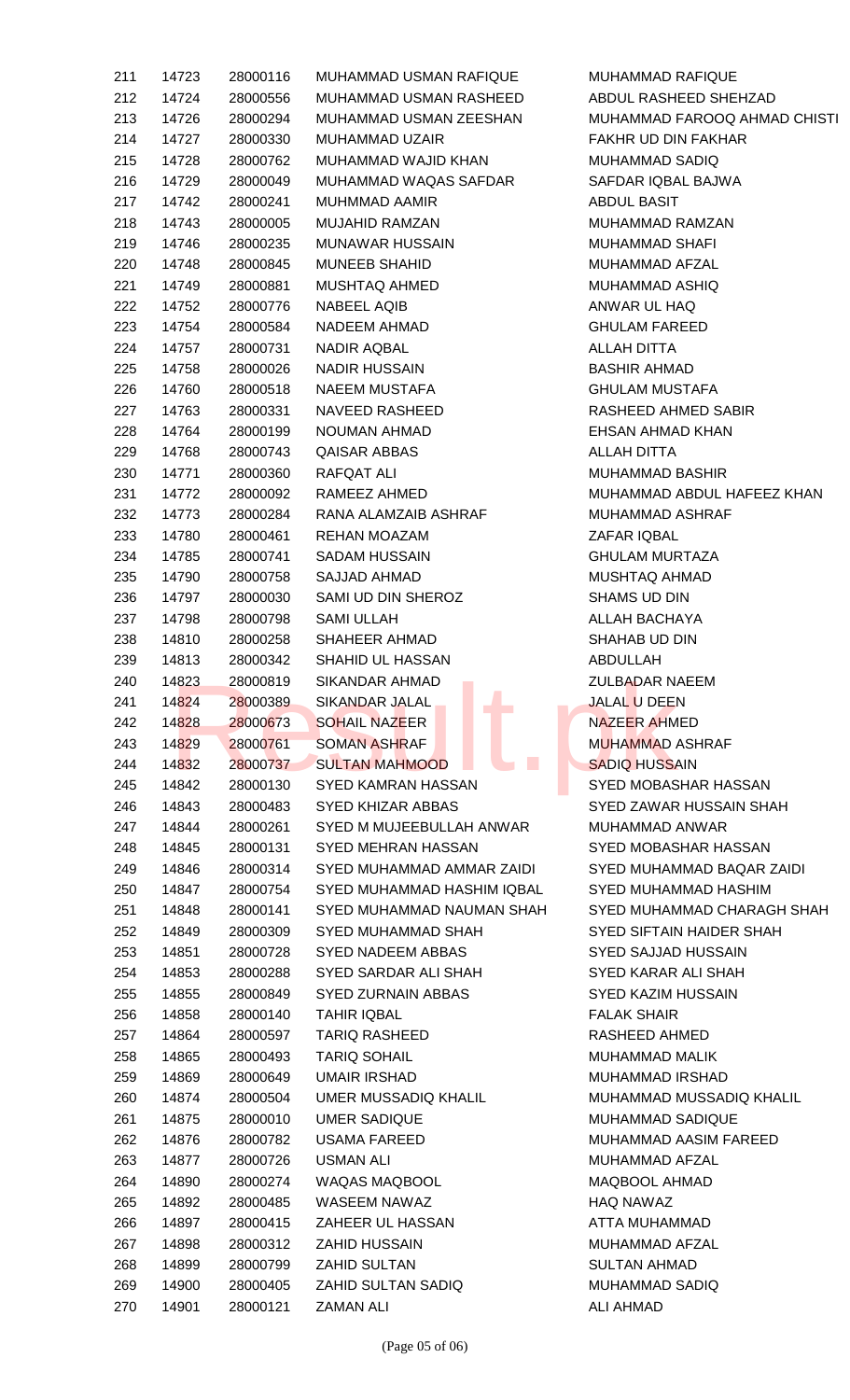| | | | | |
|---|---|---|---|---|
| 211 | 14723 | 28000116 | MUHAMMAD USMAN RAFIQUE | MUHAMMAD RAFIQUE |
| 212 | 14724 | 28000556 | MUHAMMAD USMAN RASHEED | ABDUL RASHEED SHEHZAD |
| 213 | 14726 | 28000294 | MUHAMMAD USMAN ZEESHAN | MUHAMMAD FAROOQ AHMAD CHISTI |
| 214 | 14727 | 28000330 | MUHAMMAD UZAIR | FAKHR UD DIN FAKHAR |
| 215 | 14728 | 28000762 | MUHAMMAD WAJID KHAN | MUHAMMAD SADIQ |
| 216 | 14729 | 28000049 | MUHAMMAD WAQAS SAFDAR | SAFDAR IQBAL BAJWA |
| 217 | 14742 | 28000241 | MUHMMAD AAMIR | ABDUL BASIT |
| 218 | 14743 | 28000005 | MUJAHID RAMZAN | MUHAMMAD RAMZAN |
| 219 | 14746 | 28000235 | MUNAWAR HUSSAIN | MUHAMMAD SHAFI |
| 220 | 14748 | 28000845 | MUNEEB SHAHID | MUHAMMAD AFZAL |
| 221 | 14749 | 28000881 | MUSHTAQ AHMED | MUHAMMAD ASHIQ |
| 222 | 14752 | 28000776 | NABEEL AQIB | ANWAR UL HAQ |
| 223 | 14754 | 28000584 | NADEEM AHMAD | GHULAM FAREED |
| 224 | 14757 | 28000731 | NADIR AQBAL | ALLAH DITTA |
| 225 | 14758 | 28000026 | NADIR HUSSAIN | BASHIR AHMAD |
| 226 | 14760 | 28000518 | NAEEM MUSTAFA | GHULAM MUSTAFA |
| 227 | 14763 | 28000331 | NAVEED RASHEED | RASHEED AHMED SABIR |
| 228 | 14764 | 28000199 | NOUMAN AHMAD | EHSAN AHMAD KHAN |
| 229 | 14768 | 28000743 | QAISAR ABBAS | ALLAH DITTA |
| 230 | 14771 | 28000360 | RAFQAT ALI | MUHAMMAD BASHIR |
| 231 | 14772 | 28000092 | RAMEEZ AHMED | MUHAMMAD ABDUL HAFEEZ KHAN |
| 232 | 14773 | 28000284 | RANA ALAMZAIB ASHRAF | MUHAMMAD ASHRAF |
| 233 | 14780 | 28000461 | REHAN MOAZAM | ZAFAR IQBAL |
| 234 | 14785 | 28000741 | SADAM HUSSAIN | GHULAM MURTAZA |
| 235 | 14790 | 28000758 | SAJJAD AHMAD | MUSHTAQ AHMAD |
| 236 | 14797 | 28000030 | SAMI UD DIN SHEROZ | SHAMS UD DIN |
| 237 | 14798 | 28000798 | SAMI ULLAH | ALLAH BACHAYA |
| 238 | 14810 | 28000258 | SHAHEER AHMAD | SHAHAB UD DIN |
| 239 | 14813 | 28000342 | SHAHID UL HASSAN | ABDULLAH |
| 240 | 14823 | 28000819 | SIKANDAR AHMAD | ZULBADAR NAEEM |
| 241 | 14824 | 28000389 | SIKANDAR JALAL | JALAL U DEEN |
| 242 | 14828 | 28000673 | SOHAIL NAZEER | NAZEER AHMED |
| 243 | 14829 | 28000761 | SOMAN ASHRAF | MUHAMMAD ASHRAF |
| 244 | 14832 | 28000737 | SULTAN MAHMOOD | SADIQ HUSSAIN |
| 245 | 14842 | 28000130 | SYED KAMRAN HASSAN | SYED MOBASHAR HASSAN |
| 246 | 14843 | 28000483 | SYED KHIZAR ABBAS | SYED ZAWAR HUSSAIN SHAH |
| 247 | 14844 | 28000261 | SYED M MUJEEBULLAH ANWAR | MUHAMMAD ANWAR |
| 248 | 14845 | 28000131 | SYED MEHRAN HASSAN | SYED MOBASHAR HASSAN |
| 249 | 14846 | 28000314 | SYED MUHAMMAD AMMAR ZAIDI | SYED MUHAMMAD BAQAR ZAIDI |
| 250 | 14847 | 28000754 | SYED MUHAMMAD HASHIM IQBAL | SYED MUHAMMAD HASHIM |
| 251 | 14848 | 28000141 | SYED MUHAMMAD NAUMAN SHAH | SYED MUHAMMAD CHARAGH SHAH |
| 252 | 14849 | 28000309 | SYED MUHAMMAD SHAH | SYED SIFTAIN HAIDER SHAH |
| 253 | 14851 | 28000728 | SYED NADEEM ABBAS | SYED SAJJAD HUSSAIN |
| 254 | 14853 | 28000288 | SYED SARDAR ALI SHAH | SYED KARAR ALI SHAH |
| 255 | 14855 | 28000849 | SYED ZURNAIN ABBAS | SYED KAZIM HUSSAIN |
| 256 | 14858 | 28000140 | TAHIR IQBAL | FALAK SHAIR |
| 257 | 14864 | 28000597 | TARIQ RASHEED | RASHEED AHMED |
| 258 | 14865 | 28000493 | TARIQ SOHAIL | MUHAMMAD MALIK |
| 259 | 14869 | 28000649 | UMAIR IRSHAD | MUHAMMAD IRSHAD |
| 260 | 14874 | 28000504 | UMER MUSSADIQ KHALIL | MUHAMMAD MUSSADIQ KHALIL |
| 261 | 14875 | 28000010 | UMER SADIQUE | MUHAMMAD SADIQUE |
| 262 | 14876 | 28000782 | USAMA FAREED | MUHAMMAD AASIM FAREED |
| 263 | 14877 | 28000726 | USMAN ALI | MUHAMMAD AFZAL |
| 264 | 14890 | 28000274 | WAQAS MAQBOOL | MAQBOOL AHMAD |
| 265 | 14892 | 28000485 | WASEEM NAWAZ | HAQ NAWAZ |
| 266 | 14897 | 28000415 | ZAHEER UL HASSAN | ATTA MUHAMMAD |
| 267 | 14898 | 28000312 | ZAHID HUSSAIN | MUHAMMAD AFZAL |
| 268 | 14899 | 28000799 | ZAHID SULTAN | SULTAN AHMAD |
| 269 | 14900 | 28000405 | ZAHID SULTAN SADIQ | MUHAMMAD SADIQ |
| 270 | 14901 | 28000121 | ZAMAN ALI | ALI AHMAD |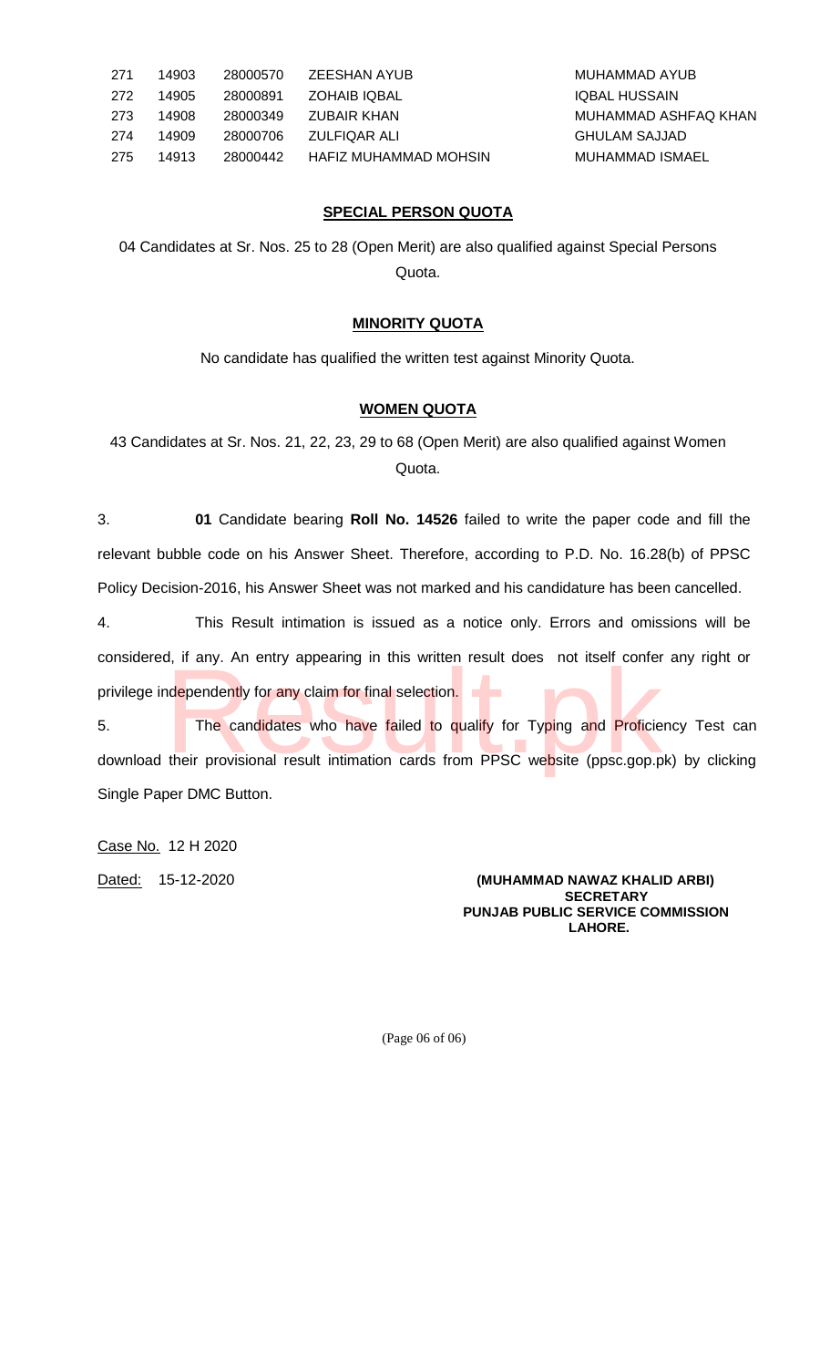| | | | | |
|---|---|---|---|---|
| 271 | 14903 | 28000570 | ZEESHAN AYUB | MUHAMMAD AYUB |
| 272 | 14905 | 28000891 | ZOHAIB IQBAL | IQBAL HUSSAIN |
| 273 | 14908 | 28000349 | ZUBAIR KHAN | MUHAMMAD ASHFAQ KHAN |
| 274 | 14909 | 28000706 | ZULFIQAR ALI | GHULAM SAJJAD |
| 275 | 14913 | 28000442 | HAFIZ MUHAMMAD MOHSIN | MUHAMMAD ISMAEL |

## SPECIAL PERSON QUOTA

04 Candidates at Sr. Nos. 25 to 28 (Open Merit) are also qualified against Special Persons Quota.

## MINORITY QUOTA

No candidate has qualified the written test against Minority Quota.

## WOMEN QUOTA

43 Candidates at Sr. Nos. 21, 22, 23, 29 to 68 (Open Merit) are also qualified against Women Quota.

3. **01** Candidate bearing **Roll No. 14526** failed to write the paper code and fill the relevant bubble code on his Answer Sheet. Therefore, according to P.D. No. 16.28(b) of PPSC Policy Decision-2016, his Answer Sheet was not marked and his candidature has been cancelled.

4. This Result intimation is issued as a notice only. Errors and omissions will be considered, if any. An entry appearing in this written result does not itself confer any right or privilege independently for any claim for final selection.

5. The candidates who have failed to qualify for Typing and Proficiency Test can download their provisional result intimation cards from PPSC website (ppsc.gop.pk) by clicking Single Paper DMC Button.

Case No. 12 H 2020

Dated: 15-12-2020

**(MUHAMMAD NAWAZ KHALID ARBI)**
**SECRETARY**
**PUNJAB PUBLIC SERVICE COMMISSION**
**LAHORE.**